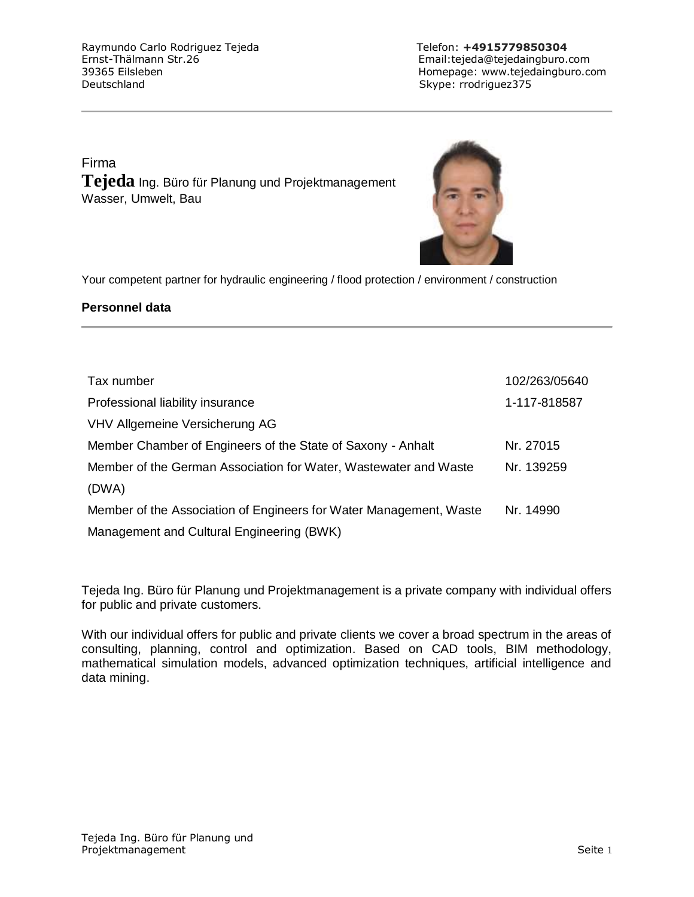Raymundo Carlo Rodriguez Tejeda
Ernst-Thälmann Str.26
39365 Eilsleben
Deutschland

Telefon: **+4915779850304**
Email:tejeda@tejedaingburo.com
Homepage: www.tejedaingburo.com
Skype: rrodriguez375

---

Firma
**Tejeda** Ing. Büro für Planung und Projektmanagement
Wasser, Umwelt, Bau

Your competent partner for hydraulic engineering / flood protection / environment / construction

### Personnel data

---

| | |
|---|---|
| Tax number | 102/263/05640 |
| Professional liability insurance | 1-117-818587 |
| VHV Allgemeine Versicherung AG | |
| Member Chamber of Engineers of the State of Saxony - Anhalt | Nr. 27015 |
| Member of the German Association for Water, Wastewater and Waste (DWA) | Nr. 139259 |
| Member of the Association of Engineers for Water Management, Waste Management and Cultural Engineering (BWK) | Nr. 14990 |

Tejeda Ing. Büro für Planung und Projektmanagement is a private company with individual offers for public and private customers.

With our individual offers for public and private clients we cover a broad spectrum in the areas of consulting, planning, control and optimization. Based on CAD tools, BIM methodology, mathematical simulation models, advanced optimization techniques, artificial intelligence and data mining.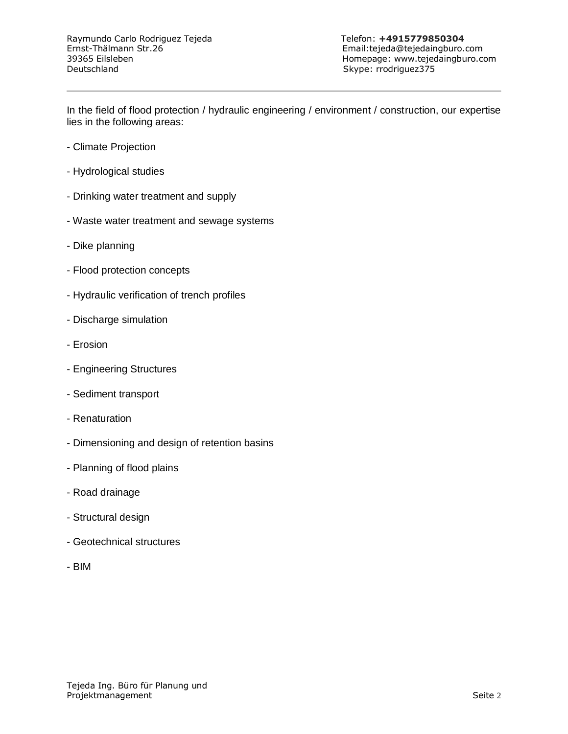Raymundo Carlo Rodriguez Tejeda
Ernst-Thälmann Str.26
39365 Eilsleben
Deutschland

Telefon: **+4915779850304**
Email:tejeda@tejedaingburo.com
Homepage: www.tejedaingburo.com
Skype: rrodriguez375

---

In the field of flood protection / hydraulic engineering / environment / construction, our expertise lies in the following areas:

- Climate Projection
- Hydrological studies
- Drinking water treatment and supply
- Waste water treatment and sewage systems
- Dike planning
- Flood protection concepts
- Hydraulic verification of trench profiles
- Discharge simulation
- Erosion
- Engineering Structures
- Sediment transport
- Renaturation
- Dimensioning and design of retention basins
- Planning of flood plains
- Road drainage
- Structural design
- Geotechnical structures
- BIM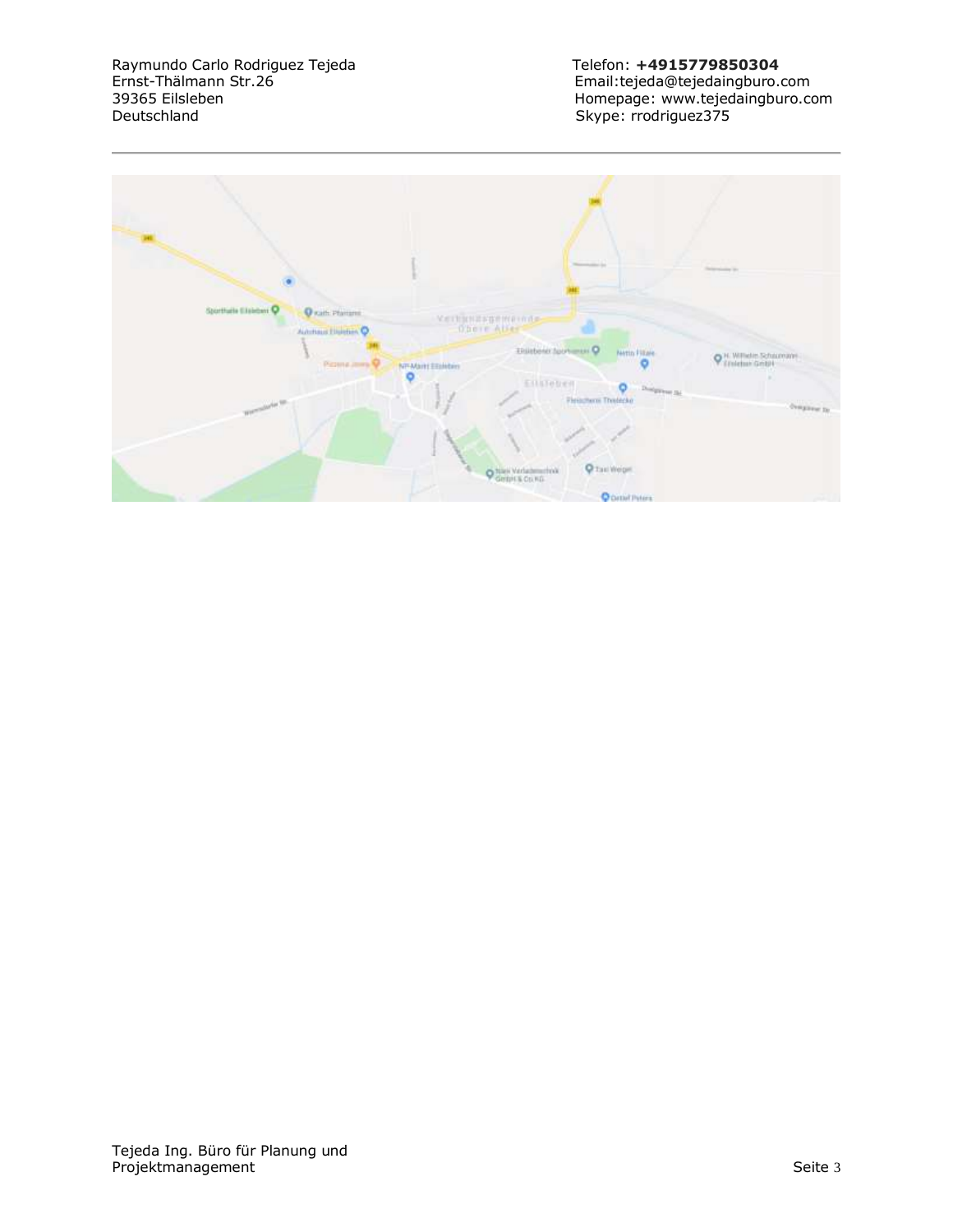Sporthalle Eilsleben

Kath. Pfarramt

Autohaus Eilsleben

Pizzeria Jones

NP-Markt Eilsleben

Verbandsgemeinde Obere Aller

Eilslebener Sportverein

Netto Filiale

H. Wilhelm Schaumann Eilsleben GmbH

Eilsleben

Fleischerei Thielecke

Taxi Weigel

Detlef Peters